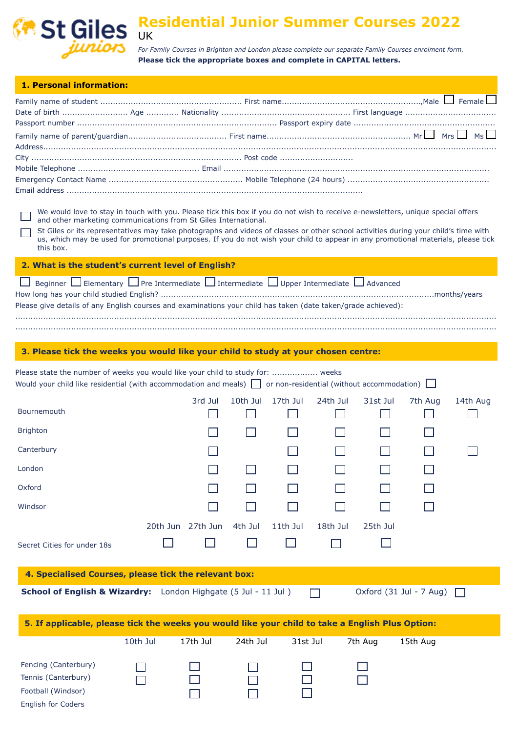# Residential Junior Summer Courses 2022

UK

St Giles juniors

*For Family Courses in Brighton and London please complete our separate Family Courses enrolment form.*

**Please tick the appropriate boxes and complete in CAPITAL letters.**

## 1. Personal information:

Family name of student ........................................................ First name........................................................,Male ☐ Female ☐

Date of birth .......................... Age ............ Nationality .................................................. First language ...................................

Passport number ............................................................................... Passport expiry date .......................................................

Family name of parent/guardian....................................... First name........................................................ Mr ☐ Mrs ☐ Ms ☐

Address.......................................................................................................................................................................................

City ................................................................................ Post code ............................

Mobile Telephone ............................................... Email .........................................................................................................

Emergency Contact Name .................................................... Mobile Telephone (24 hours) .......................................................

Email address ....................................................................................................................

☐ We would love to stay in touch with you. Please tick this box if you do not wish to receive e-newsletters, unique special offers and other marketing communications from St Giles International.

☐ St Giles or its representatives may take photographs and videos of classes or other school activities during your child's time with us, which may be used for promotional purposes. If you do not wish your child to appear in any promotional materials, please tick this box.

## 2. What is the student's current level of English?

☐ Beginner ☐ Elementary ☐ Pre Intermediate ☐ Intermediate ☐ Upper Intermediate ☐ Advanced

How long has your child studied English? ........................................................................................................months/years

Please give details of any English courses and examinations your child has taken (date taken/grade achieved):

...................................................................................................................................................................................

...................................................................................................................................................................................

## 3. Please tick the weeks you would like your child to study at your chosen centre:

Please state the number of weeks you would like your child to study for: .................. weeks

Would your child like residential (with accommodation and meals) ☐ or non-residential (without accommodation) ☐

| | 3rd Jul | 10th Jul | 17th Jul | 24th Jul | 31st Jul | 7th Aug | 14th Aug |
|---|---|---|---|---|---|---|---|
| Bournemouth | ☐ | ☐ | ☐ | ☐ | ☐ | ☐ | ☐ |
| Brighton | ☐ | ☐ | ☐ | ☐ | ☐ | ☐ | |
| Canterbury | ☐ | | ☐ | ☐ | ☐ | ☐ | ☐ |
| London | ☐ | ☐ | ☐ | ☐ | ☐ | ☐ | |
| Oxford | ☐ | ☐ | ☐ | ☐ | ☐ | ☐ | |
| Windsor | ☐ | ☐ | ☐ | ☐ | ☐ | ☐ | |

| | 20th Jun | 27th Jun | 4th Jul | 11th Jul | 18th Jul | 25th Jul |
|---|---|---|---|---|---|---|
| Secret Cities for under 18s | ☐ | ☐ | ☐ | ☐ | ☐ | ☐ |

## 4. Specialised Courses, please tick the relevant box:

**School of English & Wizardry:** London Highgate (5 Jul - 11 Jul ) ☐ Oxford (31 Jul - 7 Aug) ☐

## 5. If applicable, please tick the weeks you would like your child to take a English Plus Option:

| | 10th Jul | 17th Jul | 24th Jul | 31st Jul | 7th Aug | 15th Aug |
|---|---|---|---|---|---|---|
| Fencing (Canterbury) | ☐ | ☐ | ☐ | ☐ | ☐ | |
| Tennis (Canterbury) | ☐ | ☐ | ☐ | ☐ | ☐ | |
| Football (Windsor) | | ☐ | ☐ | ☐ | | |
| English for Coders | | | | | | |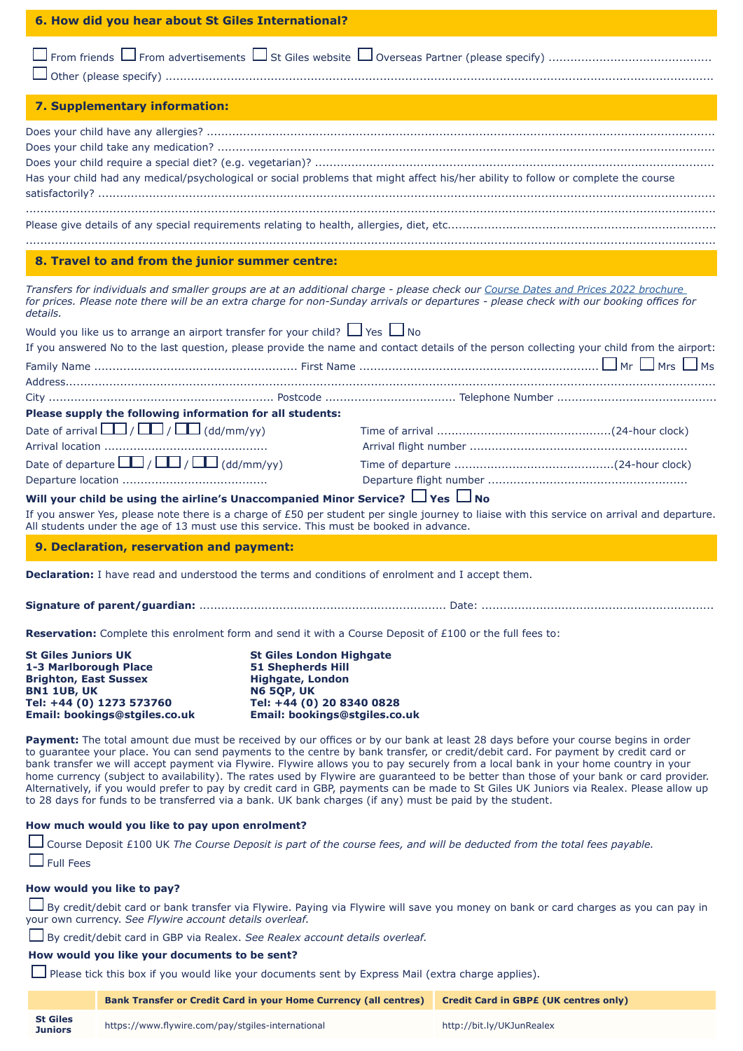## 6. How did you hear about St Giles International?

☐ From friends ☐ From advertisements ☐ St Giles website ☐ Overseas Partner (please specify) ..............................................
☐ Other (please specify) ..............................................................................................................................................

## 7. Supplementary information:

Does your child have any allergies? ..............................................................................................................................
Does your child take any medication? ............................................................................................................................
Does your child require a special diet? (e.g. vegetarian)? ...............................................................................................
Has your child had any medical/psychological or social problems that might affect his/her ability to follow or complete the course satisfactorily? .............................................................................................................................................
..........................................................................................................................................................................
Please give details of any special requirements relating to health, allergies, diet, etc.........................................................
..........................................................................................................................................................................

## 8. Travel to and from the junior summer centre:

*Transfers for individuals and smaller groups are at an additional charge - please check our Course Dates and Prices 2022 brochure for prices. Please note there will be an extra charge for non-Sunday arrivals or departures - please check with our booking offices for details.*

Would you like us to arrange an airport transfer for your child? ☐ Yes ☐ No

If you answered No to the last question, please provide the name and contact details of the person collecting your child from the airport:

Family Name ........................................................ First Name .................................................................. ☐ Mr ☐ Mrs ☐ Ms
Address.........................................................................................................................................................................
City .............................................................. Postcode .................................... Telephone Number ............................................

**Please supply the following information for all students:**

Date of arrival ☐☐ / ☐☐ / ☐☐ (dd/mm/yy) Time of arrival ................................................(24-hour clock)
Arrival location ............................................ Arrival flight number ...........................................................
Date of departure ☐☐ / ☐☐ / ☐☐ (dd/mm/yy) Time of departure ............................................(24-hour clock)
Departure location ....................................... Departure flight number ......................................................

**Will your child be using the airline's Unaccompanied Minor Service?** ☐ **Yes** ☐ **No**

If you answer Yes, please note there is a charge of £50 per student per single journey to liaise with this service on arrival and departure. All students under the age of 13 must use this service. This must be booked in advance.

## 9. Declaration, reservation and payment:

**Declaration:** I have read and understood the terms and conditions of enrolment and I accept them.

**Signature of parent/guardian:** .................................................................... Date: ...............................................................

**Reservation:** Complete this enrolment form and send it with a Course Deposit of £100 or the full fees to:

**St Giles Juniors UK**
**1-3 Marlborough Place**
**Brighton, East Sussex**
**BN1 1UB, UK**
**Tel: +44 (0) 1273 573760**
**Email: bookings@stgiles.co.uk**

**St Giles London Highgate**
**51 Shepherds Hill**
**Highgate, London**
**N6 5QP, UK**
**Tel: +44 (0) 20 8340 0828**
**Email: bookings@stgiles.co.uk**

**Payment:** The total amount due must be received by our offices or by our bank at least 28 days before your course begins in order to guarantee your place. You can send payments to the centre by bank transfer, or credit/debit card. For payment by credit card or bank transfer we will accept payment via Flywire. Flywire allows you to pay securely from a local bank in your home country in your home currency (subject to availability). The rates used by Flywire are guaranteed to be better than those of your bank or card provider. Alternatively, if you would prefer to pay by credit card in GBP, payments can be made to St Giles UK Juniors via Realex. Please allow up to 28 days for funds to be transferred via a bank. UK bank charges (if any) must be paid by the student.

**How much would you like to pay upon enrolment?**

☐ Course Deposit £100 UK *The Course Deposit is part of the course fees, and will be deducted from the total fees payable.*

☐ Full Fees

**How would you like to pay?**

☐ By credit/debit card or bank transfer via Flywire. Paying via Flywire will save you money on bank or card charges as you can pay in your own currency. *See Flywire account details overleaf.*

☐ By credit/debit card in GBP via Realex. *See Realex account details overleaf.*

**How would you like your documents to be sent?**

☐ Please tick this box if you would like your documents sent by Express Mail (extra charge applies).

| | Bank Transfer or Credit Card in your Home Currency (all centres) | Credit Card in GBP£ (UK centres only) |
|---|---|---|
| **St Giles Juniors** | https://www.flywire.com/pay/stgiles-international | http://bit.ly/UKJunRealex |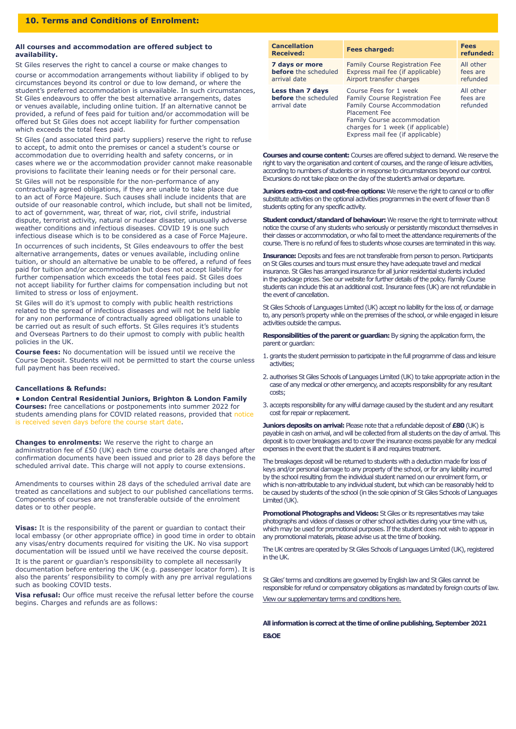## 10. Terms and Conditions of Enrolment:

**All courses and accommodation are offered subject to availability.**

St Giles reserves the right to cancel a course or make changes to course or accommodation arrangements without liability if obliged to by circumstances beyond its control or due to low demand, or where the student's preferred accommodation is unavailable. In such circumstances, St Giles endeavours to offer the best alternative arrangements, dates or venues available, including online tuition. If an alternative cannot be provided, a refund of fees paid for tuition and/or accommodation will be offered but St Giles does not accept liability for further compensation which exceeds the total fees paid.

St Giles (and associated third party suppliers) reserve the right to refuse to accept, to admit onto the premises or cancel a student's course or accommodation due to overriding health and safety concerns, or in cases where we or the accommodation provider cannot make reasonable provisions to facilitate their leaning needs or for their personal care.

St Giles will not be responsible for the non-performance of any contractually agreed obligations, if they are unable to take place due to an act of Force Majeure. Such causes shall include incidents that are outside of our reasonable control, which include, but shall not be limited, to act of government, war, threat of war, riot, civil strife, industrial dispute, terrorist activity, natural or nuclear disaster, unusually adverse weather conditions and infectious diseases. COVID 19 is one such infectious disease which is to be considered as a case of Force Majeure.

In occurrences of such incidents, St Giles endeavours to offer the best alternative arrangements, dates or venues available, including online tuition, or should an alternative be unable to be offered, a refund of fees paid for tuition and/or accommodation but does not accept liability for further compensation which exceeds the total fees paid. St Giles does not accept liability for further claims for compensation including but not limited to stress or loss of enjoyment.

St Giles will do it's upmost to comply with public health restrictions related to the spread of infectious diseases and will not be held liable for any non performance of contractually agreed obligations unable to be carried out as result of such efforts. St Giles requires it's students and Overseas Partners to do their upmost to comply with public health policies in the UK.

**Course fees:** No documentation will be issued until we receive the Course Deposit. Students will not be permitted to start the course unless full payment has been received.

**Cancellations & Refunds:**

• **London Central Residential Juniors, Brighton & London Family Courses:** free cancellations or postponements into summer 2022 for students amending plans for COVID related reasons, provided that notice is received seven days before the course start date.

**Changes to enrolments:** We reserve the right to charge an administration fee of £50 (UK) each time course details are changed after confirmation documents have been issued and prior to 28 days before the scheduled arrival date. This charge will not apply to course extensions.

Amendments to courses within 28 days of the scheduled arrival date are treated as cancellations and subject to our published cancellations terms. Components of courses are not transferable outside of the enrolment dates or to other people.

**Visas:** It is the responsibility of the parent or guardian to contact their local embassy (or other appropriate office) in good time in order to obtain any visas/entry documents required for visiting the UK. No visa support documentation will be issued until we have received the course deposit.

It is the parent or guardian's responsibility to complete all necessarily documentation before entering the UK (e.g. passenger locator form). It is also the parents' responsibility to comply with any pre arrival regulations such as booking COVID tests.

**Visa refusal:** Our office must receive the refusal letter before the course begins. Charges and refunds are as follows:

| Cancellation Received: | Fees charged: | Fees refunded: |
| --- | --- | --- |
| **7 days or more before** the scheduled arrival date | Family Course Registration Fee<br>Express mail fee (if applicable)<br>Airport transfer charges | All other fees are refunded |
| **Less than 7 days before** the scheduled arrival date | Course Fees for 1 week<br>Family Course Registration Fee<br>Family Course Accommodation Placement Fee<br>Family Course accommodation charges for 1 week (if applicable)<br>Express mail fee (if applicable) | All other fees are refunded |

**Courses and course content:** Courses are offered subject to demand. We reserve the right to vary the organisation and content of courses, and the range of leisure activities, according to numbers of students or in response to circumstances beyond our control. Excursions do not take place on the day of the student's arrival or departure.

**Juniors extra-cost and cost-free options:** We reserve the right to cancel or to offer substitute activities on the optional activities programmes in the event of fewer than 8 students opting for any specific activity.

**Student conduct/standard of behaviour:** We reserve the right to terminate without notice the course of any students who seriously or persistently misconduct themselves in their classes or accommodation, or who fail to meet the attendance requirements of the course. There is no refund of fees to students whose courses are terminated in this way.

**Insurance:** Deposits and fees are not transferable from person to person. Participants on St Giles courses and tours must ensure they have adequate travel and medical insurance. St Giles has arranged insurance for all junior residential students included in the package prices. See our website for further details of the policy. Family Course students can include this at an additional cost. Insurance fees (UK) are not refundable in the event of cancellation.

St Giles Schools of Languages Limited (UK) accept no liability for the loss of, or damage to, any person's property while on the premises of the school, or while engaged in leisure activities outside the campus.

**Responsibilities of the parent or guardian:** By signing the application form, the parent or guardian:

1. grants the student permission to participate in the full programme of class and leisure activities;
2. authorises St Giles Schools of Languages Limited (UK) to take appropriate action in the case of any medical or other emergency, and accepts responsibility for any resultant costs;
3. accepts responsibility for any wilful damage caused by the student and any resultant cost for repair or replacement.

**Juniors deposits on arrival:** Please note that a refundable deposit of **£80** (UK) is payable in cash on arrival, and will be collected from all students on the day of arrival. This deposit is to cover breakages and to cover the insurance excess payable for any medical expenses in the event that the student is ill and requires treatment.

The breakages deposit will be returned to students with a deduction made for loss of keys and/or personal damage to any property of the school, or for any liability incurred by the school resulting from the individual student named on our enrolment form, or which is non-attributable to any individual student, but which can be reasonably held to be caused by students of the school (in the sole opinion of St Giles Schools of Languages Limited (UK).

**Promotional Photographs and Videos:** St Giles or its representatives may take photographs and videos of classes or other school activities during your time with us, which may be used for promotional purposes. If the student does not wish to appear in any promotional materials, please advise us at the time of booking.

The UK centres are operated by St Giles Schools of Languages Limited (UK), registered in the UK.

St Giles' terms and conditions are governed by English law and St Giles cannot be responsible for refund or compensatory obligations as mandated by foreign courts of law.

View our supplementary terms and conditions here.

**All information is correct at the time of online publishing, September 2021**

**E&OE**